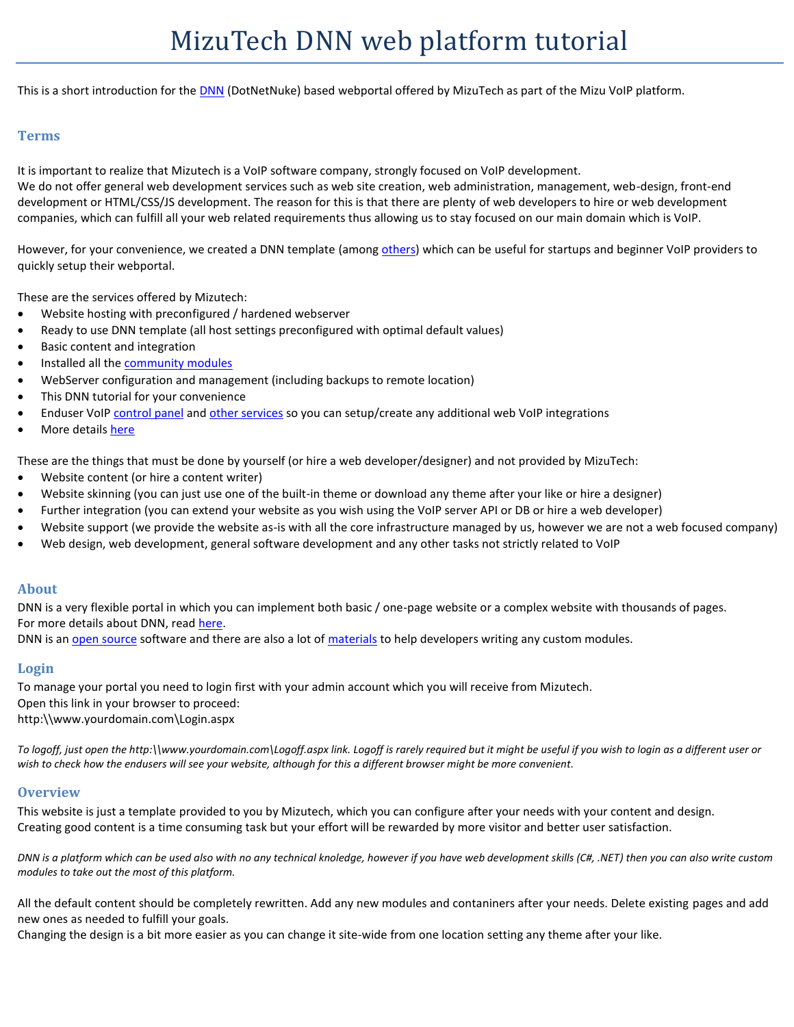# MizuTech DNN web platform tutorial

This is a short introduction for the DNN (DotNetNuke) based webportal offered by MizuTech as part of the Mizu VoIP platform.

## Terms

It is important to realize that Mizutech is a VoIP software company, strongly focused on VoIP development.
We do not offer general web development services such as web site creation, web administration, management, web-design, front-end development or HTML/CSS/JS development. The reason for this is that there are plenty of web developers to hire or web development companies, which can fulfill all your web related requirements thus allowing us to stay focused on our main domain which is VoIP.

However, for your convenience, we created a DNN template (among others) which can be useful for startups and beginner VoIP providers to quickly setup their webportal.

These are the services offered by Mizutech:

- Website hosting with preconfigured / hardened webserver
- Ready to use DNN template (all host settings preconfigured with optimal default values)
- Basic content and integration
- Installed all the community modules
- WebServer configuration and management (including backups to remote location)
- This DNN tutorial for your convenience
- Enduser VoIP control panel and other services so you can setup/create any additional web VoIP integrations
- More details here

These are the things that must be done by yourself (or hire a web developer/designer) and not provided by MizuTech:

- Website content (or hire a content writer)
- Website skinning (you can just use one of the built-in theme or download any theme after your like or hire a designer)
- Further integration (you can extend your website as you wish using the VoIP server API or DB or hire a web developer)
- Website support (we provide the website as-is with all the core infrastructure managed by us, however we are not a web focused company)
- Web design, web development, general software development and any other tasks not strictly related to VoIP

## About

DNN is a very flexible portal in which you can implement both basic / one-page website or a complex website with thousands of pages.
For more details about DNN, read here.
DNN is an open source software and there are also a lot of materials to help developers writing any custom modules.

## Login

To manage your portal you need to login first with your admin account which you will receive from Mizutech.
Open this link in your browser to proceed:
http:\\www.yourdomain.com\Login.aspx

*To logoff, just open the http:\\www.yourdomain.com\Logoff.aspx link. Logoff is rarely required but it might be useful if you wish to login as a different user or wish to check how the endusers will see your website, although for this a different browser might be more convenient.*

## Overview

This website is just a template provided to you by Mizutech, which you can configure after your needs with your content and design.
Creating good content is a time consuming task but your effort will be rewarded by more visitor and better user satisfaction.

*DNN is a platform which can be used also with no any technical knoledge, however if you have web development skills (C#, .NET) then you can also write custom modules to take out the most of this platform.*

All the default content should be completely rewritten. Add any new modules and contaniners after your needs. Delete existing pages and add new ones as needed to fulfill your goals.
Changing the design is a bit more easier as you can change it site-wide from one location setting any theme after your like.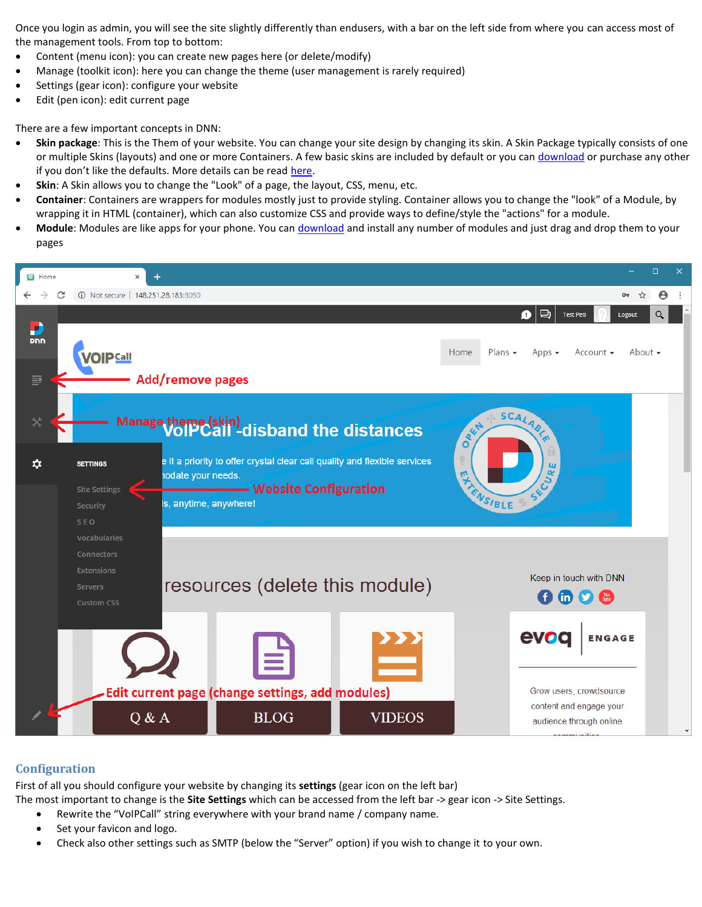Once you login as admin, you will see the site slightly differently than endusers, with a bar on the left side from where you can access most of the management tools. From top to bottom:

- Content (menu icon): you can create new pages here (or delete/modify)
- Manage (toolkit icon): here you can change the theme (user management is rarely required)
- Settings (gear icon): configure your website
- Edit (pen icon): edit current page

There are a few important concepts in DNN:

- **Skin package**: This is the Them of your website. You can change your site design by changing its skin. A Skin Package typically consists of one or multiple Skins (layouts) and one or more Containers. A few basic skins are included by default or you can download or purchase any other if you don't like the defaults. More details can be read here.
- **Skin**: A Skin allows you to change the "Look" of a page, the layout, CSS, menu, etc.
- **Container**: Containers are wrappers for modules mostly just to provide styling. Container allows you to change the "look" of a Module, by wrapping it in HTML (container), which can also customize CSS and provide ways to define/style the "actions" for a module.
- **Module**: Modules are like apps for your phone. You can download and install any number of modules and just drag and drop them to your pages

## Configuration

First of all you should configure your website by changing its **settings** (gear icon on the left bar)

The most important to change is the **Site Settings** which can be accessed from the left bar -> gear icon -> Site Settings.

- Rewrite the "VoIPCall" string everywhere with your brand name / company name.
- Set your favicon and logo.
- Check also other settings such as SMTP (below the "Server" option) if you wish to change it to your own.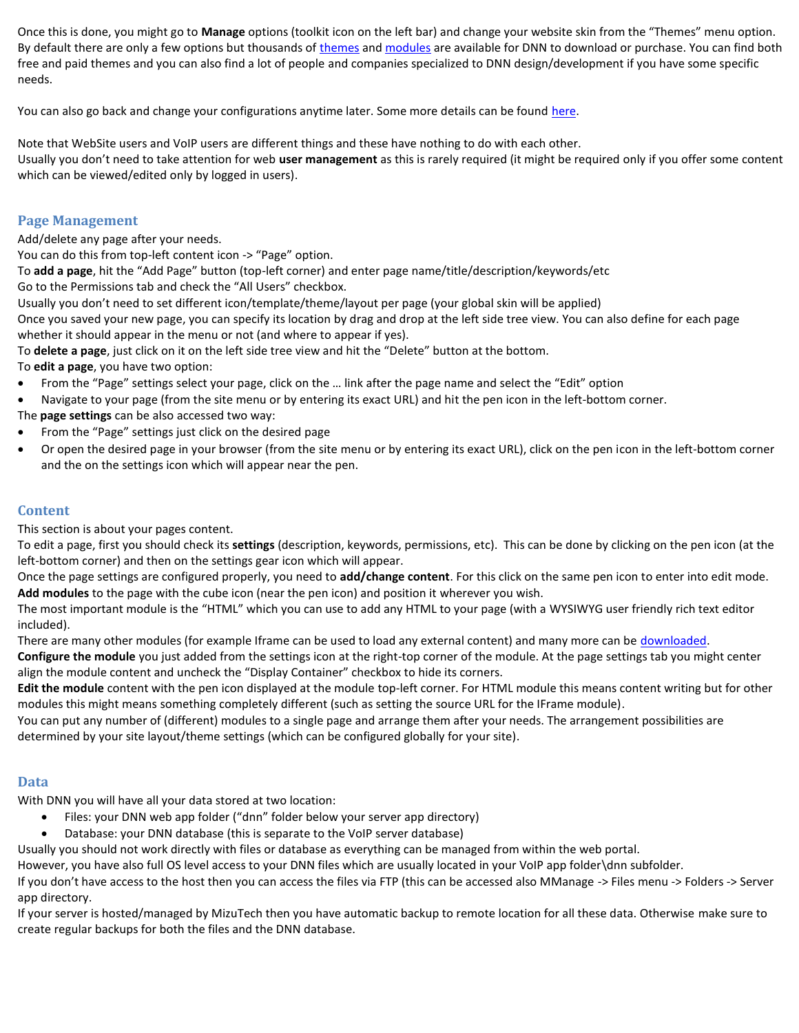Once this is done, you might go to **Manage** options (toolkit icon on the left bar) and change your website skin from the “Themes” menu option. By default there are only a few options but thousands of themes and modules are available for DNN to download or purchase. You can find both free and paid themes and you can also find a lot of people and companies specialized to DNN design/development if you have some specific needs.

You can also go back and change your configurations anytime later. Some more details can be found here.

Note that WebSite users and VoIP users are different things and these have nothing to do with each other.
Usually you don’t need to take attention for web **user management** as this is rarely required (it might be required only if you offer some content which can be viewed/edited only by logged in users).

## Page Management

Add/delete any page after your needs.
You can do this from top-left content icon -> “Page” option.
To **add a page**, hit the “Add Page” button (top-left corner) and enter page name/title/description/keywords/etc
Go to the Permissions tab and check the “All Users” checkbox.
Usually you don’t need to set different icon/template/theme/layout per page (your global skin will be applied)
Once you saved your new page, you can specify its location by drag and drop at the left side tree view. You can also define for each page whether it should appear in the menu or not (and where to appear if yes).
To **delete a page**, just click on it on the left side tree view and hit the “Delete” button at the bottom.
To **edit a page**, you have two option:

- From the “Page” settings select your page, click on the … link after the page name and select the “Edit” option
- Navigate to your page (from the site menu or by entering its exact URL) and hit the pen icon in the left-bottom corner.

The **page settings** can be also accessed two way:

- From the “Page” settings just click on the desired page
- Or open the desired page in your browser (from the site menu or by entering its exact URL), click on the pen icon in the left-bottom corner and the on the settings icon which will appear near the pen.

## Content

This section is about your pages content.
To edit a page, first you should check its **settings** (description, keywords, permissions, etc). This can be done by clicking on the pen icon (at the left-bottom corner) and then on the settings gear icon which will appear.
Once the page settings are configured properly, you need to **add/change content**. For this click on the same pen icon to enter into edit mode.
**Add modules** to the page with the cube icon (near the pen icon) and position it wherever you wish.
The most important module is the “HTML” which you can use to add any HTML to your page (with a WYSIWYG user friendly rich text editor included).
There are many other modules (for example Iframe can be used to load any external content) and many more can be downloaded.
**Configure the module** you just added from the settings icon at the right-top corner of the module. At the page settings tab you might center align the module content and uncheck the “Display Container” checkbox to hide its corners.
**Edit the module** content with the pen icon displayed at the module top-left corner. For HTML module this means content writing but for other modules this might means something completely different (such as setting the source URL for the IFrame module).
You can put any number of (different) modules to a single page and arrange them after your needs. The arrangement possibilities are determined by your site layout/theme settings (which can be configured globally for your site).

## Data

With DNN you will have all your data stored at two location:

- Files: your DNN web app folder (“dnn” folder below your server app directory)
- Database: your DNN database (this is separate to the VoIP server database)

Usually you should not work directly with files or database as everything can be managed from within the web portal.
However, you have also full OS level access to your DNN files which are usually located in your VoIP app folder\dnn subfolder.
If you don’t have access to the host then you can access the files via FTP (this can be accessed also MManage -> Files menu -> Folders -> Server app directory.
If your server is hosted/managed by MizuTech then you have automatic backup to remote location for all these data. Otherwise make sure to create regular backups for both the files and the DNN database.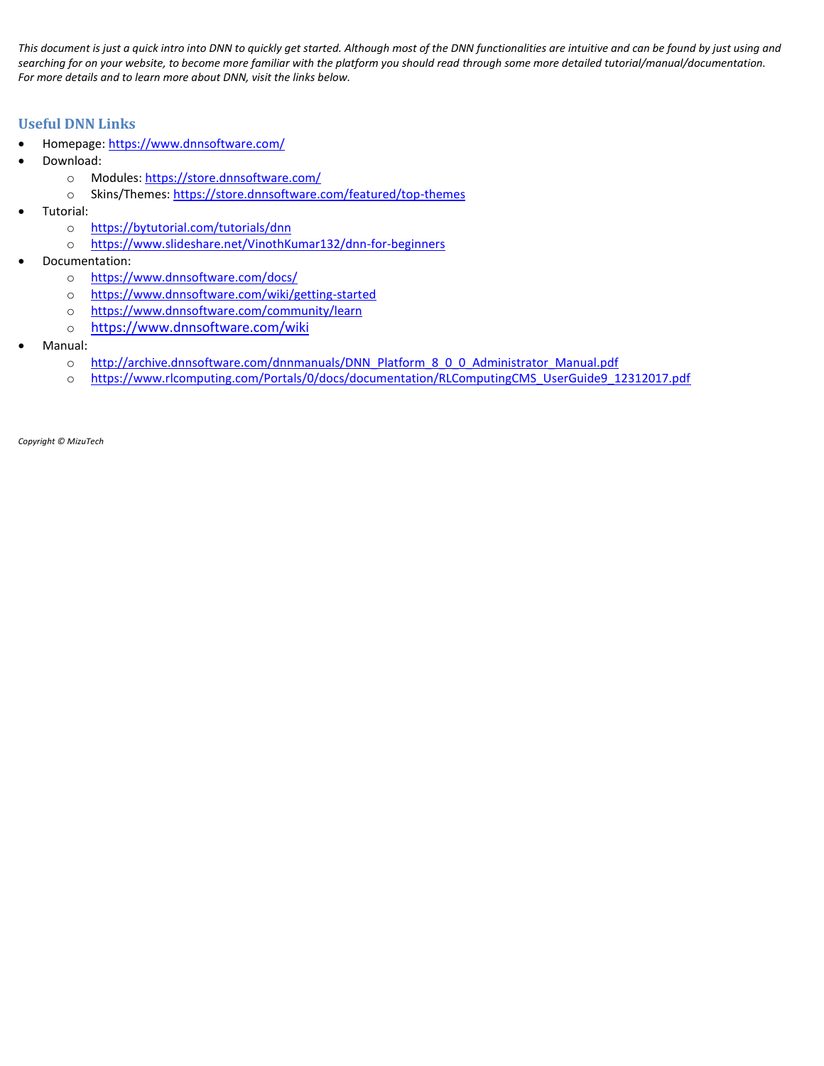*This document is just a quick intro into DNN to quickly get started. Although most of the DNN functionalities are intuitive and can be found by just using and searching for on your website, to become more familiar with the platform you should read through some more detailed tutorial/manual/documentation. For more details and to learn more about DNN, visit the links below.*

## Useful DNN Links

- Homepage: https://www.dnnsoftware.com/
- Download:
  - Modules: https://store.dnnsoftware.com/
  - Skins/Themes: https://store.dnnsoftware.com/featured/top-themes
- Tutorial:
  - https://bytutorial.com/tutorials/dnn
  - https://www.slideshare.net/VinothKumar132/dnn-for-beginners
- Documentation:
  - https://www.dnnsoftware.com/docs/
  - https://www.dnnsoftware.com/wiki/getting-started
  - https://www.dnnsoftware.com/community/learn
  - https://www.dnnsoftware.com/wiki
- Manual:
  - http://archive.dnnsoftware.com/dnnmanuals/DNN_Platform_8_0_0_Administrator_Manual.pdf
  - https://www.rlcomputing.com/Portals/0/docs/documentation/RLComputingCMS_UserGuide9_12312017.pdf

*Copyright © MizuTech*